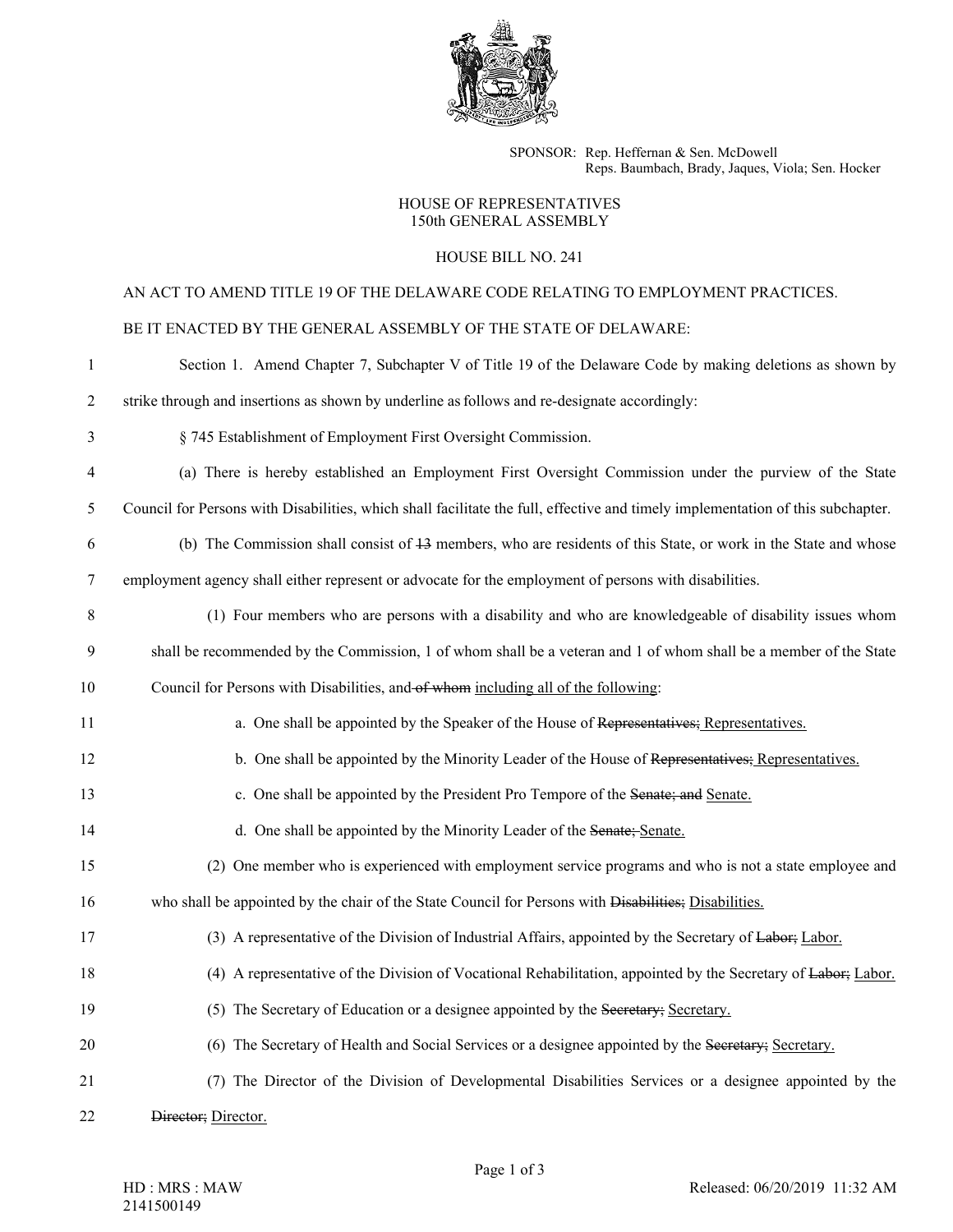SPONSOR: Rep. Heffernan & Sen. McDowell
Reps. Baumbach, Brady, Jaques, Viola; Sen. Hocker

HOUSE OF REPRESENTATIVES
150th GENERAL ASSEMBLY

HOUSE BILL NO. 241

AN ACT TO AMEND TITLE 19 OF THE DELAWARE CODE RELATING TO EMPLOYMENT PRACTICES.

BE IT ENACTED BY THE GENERAL ASSEMBLY OF THE STATE OF DELAWARE:

1 Section 1. Amend Chapter 7, Subchapter V of Title 19 of the Delaware Code by making deletions as shown by
2 strike through and insertions as shown by underline as follows and re-designate accordingly:

3 § 745 Establishment of Employment First Oversight Commission.

4 (a) There is hereby established an Employment First Oversight Commission under the purview of the State
5 Council for Persons with Disabilities, which shall facilitate the full, effective and timely implementation of this subchapter.

6 (b) The Commission shall consist of ~~13~~ members, who are residents of this State, or work in the State and whose
7 employment agency shall either represent or advocate for the employment of persons with disabilities.

8 (1) Four members who are persons with a disability and who are knowledgeable of disability issues whom
9 shall be recommended by the Commission, 1 of whom shall be a veteran and 1 of whom shall be a member of the State
10 Council for Persons with Disabilities, and ~~of whom~~ <u>including all of the following</u>:

11 a. One shall be appointed by the Speaker of the House of ~~Representatives;~~ <u>Representatives.</u>

12 b. One shall be appointed by the Minority Leader of the House of ~~Representatives;~~ <u>Representatives.</u>

13 c. One shall be appointed by the President Pro Tempore of the ~~Senate; and~~ <u>Senate.</u>

14 d. One shall be appointed by the Minority Leader of the ~~Senate;~~ <u>Senate.</u>

15 (2) One member who is experienced with employment service programs and who is not a state employee and
16 who shall be appointed by the chair of the State Council for Persons with ~~Disabilities;~~ <u>Disabilities.</u>

17 (3) A representative of the Division of Industrial Affairs, appointed by the Secretary of ~~Labor;~~ <u>Labor.</u>

18 (4) A representative of the Division of Vocational Rehabilitation, appointed by the Secretary of ~~Labor;~~ <u>Labor.</u>

19 (5) The Secretary of Education or a designee appointed by the ~~Secretary;~~ <u>Secretary.</u>

20 (6) The Secretary of Health and Social Services or a designee appointed by the ~~Secretary;~~ <u>Secretary.</u>

21 (7) The Director of the Division of Developmental Disabilities Services or a designee appointed by the
22 ~~Director;~~ <u>Director.</u>

HD : MRS : MAW
2141500149

Released: 06/20/2019 11:32 AM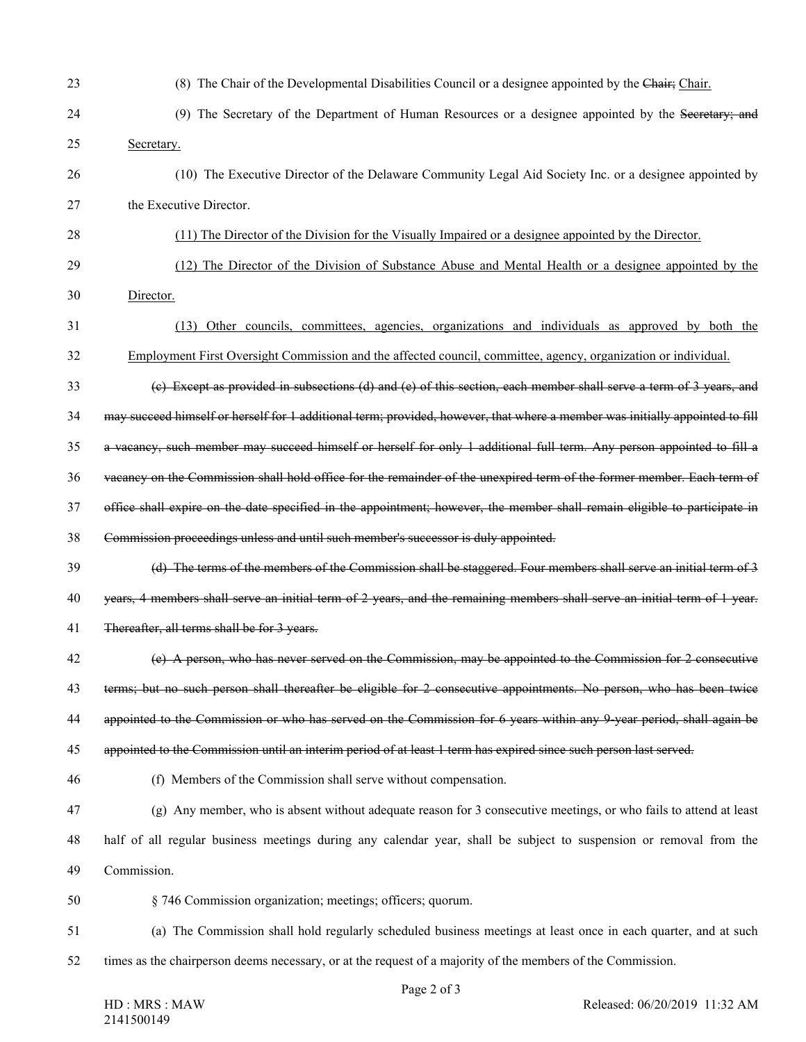(8) The Chair of the Developmental Disabilities Council or a designee appointed by the ~~Chair;~~ <u>Chair.</u>

(9) The Secretary of the Department of Human Resources or a designee appointed by the ~~Secretary; and~~ <u>Secretary.</u>

(10) The Executive Director of the Delaware Community Legal Aid Society Inc. or a designee appointed by the Executive Director.

<u>(11) The Director of the Division for the Visually Impaired or a designee appointed by the Director.</u>

<u>(12) The Director of the Division of Substance Abuse and Mental Health or a designee appointed by the Director.</u>

<u>(13) Other councils, committees, agencies, organizations and individuals as approved by both the Employment First Oversight Commission and the affected council, committee, agency, organization or individual.</u>

~~(c) Except as provided in subsections (d) and (e) of this section, each member shall serve a term of 3 years, and may succeed himself or herself for 1 additional term; provided, however, that where a member was initially appointed to fill a vacancy, such member may succeed himself or herself for only 1 additional full term. Any person appointed to fill a vacancy on the Commission shall hold office for the remainder of the unexpired term of the former member. Each term of office shall expire on the date specified in the appointment; however, the member shall remain eligible to participate in Commission proceedings unless and until such member's successor is duly appointed.~~

~~(d) The terms of the members of the Commission shall be staggered. Four members shall serve an initial term of 3 years, 4 members shall serve an initial term of 2 years, and the remaining members shall serve an initial term of 1 year. Thereafter, all terms shall be for 3 years.~~

~~(e) A person, who has never served on the Commission, may be appointed to the Commission for 2 consecutive terms; but no such person shall thereafter be eligible for 2 consecutive appointments. No person, who has been twice appointed to the Commission or who has served on the Commission for 6 years within any 9-year period, shall again be appointed to the Commission until an interim period of at least 1 term has expired since such person last served.~~

(f) Members of the Commission shall serve without compensation.

(g) Any member, who is absent without adequate reason for 3 consecutive meetings, or who fails to attend at least half of all regular business meetings during any calendar year, shall be subject to suspension or removal from the Commission.

§ 746 Commission organization; meetings; officers; quorum.

(a) The Commission shall hold regularly scheduled business meetings at least once in each quarter, and at such times as the chairperson deems necessary, or at the request of a majority of the members of the Commission.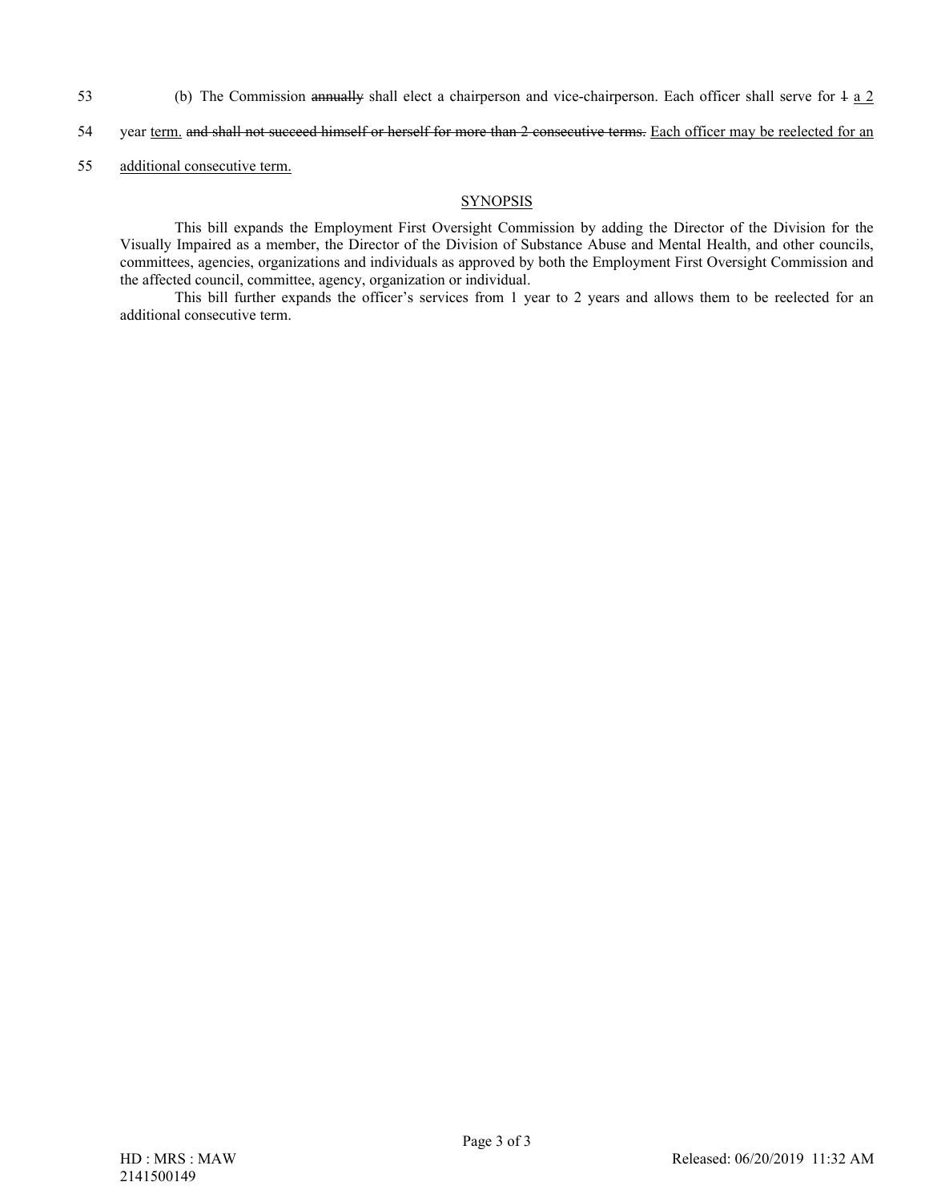53 (b) The Commission ~~annually~~ shall elect a chairperson and vice-chairperson. Each officer shall serve for ~~1~~ <u>a 2</u>

54 year <u>term.</u> ~~and shall not succeed himself or herself for more than 2 consecutive terms.~~ <u>Each officer may be reelected for an</u>

55 <u>additional consecutive term.</u>

## <u>SYNOPSIS</u>

This bill expands the Employment First Oversight Commission by adding the Director of the Division for the Visually Impaired as a member, the Director of the Division of Substance Abuse and Mental Health, and other councils, committees, agencies, organizations and individuals as approved by both the Employment First Oversight Commission and the affected council, committee, agency, organization or individual.

This bill further expands the officer's services from 1 year to 2 years and allows them to be reelected for an additional consecutive term.

HD : MRS : MAW
2141500149

Released: 06/20/2019 11:32 AM